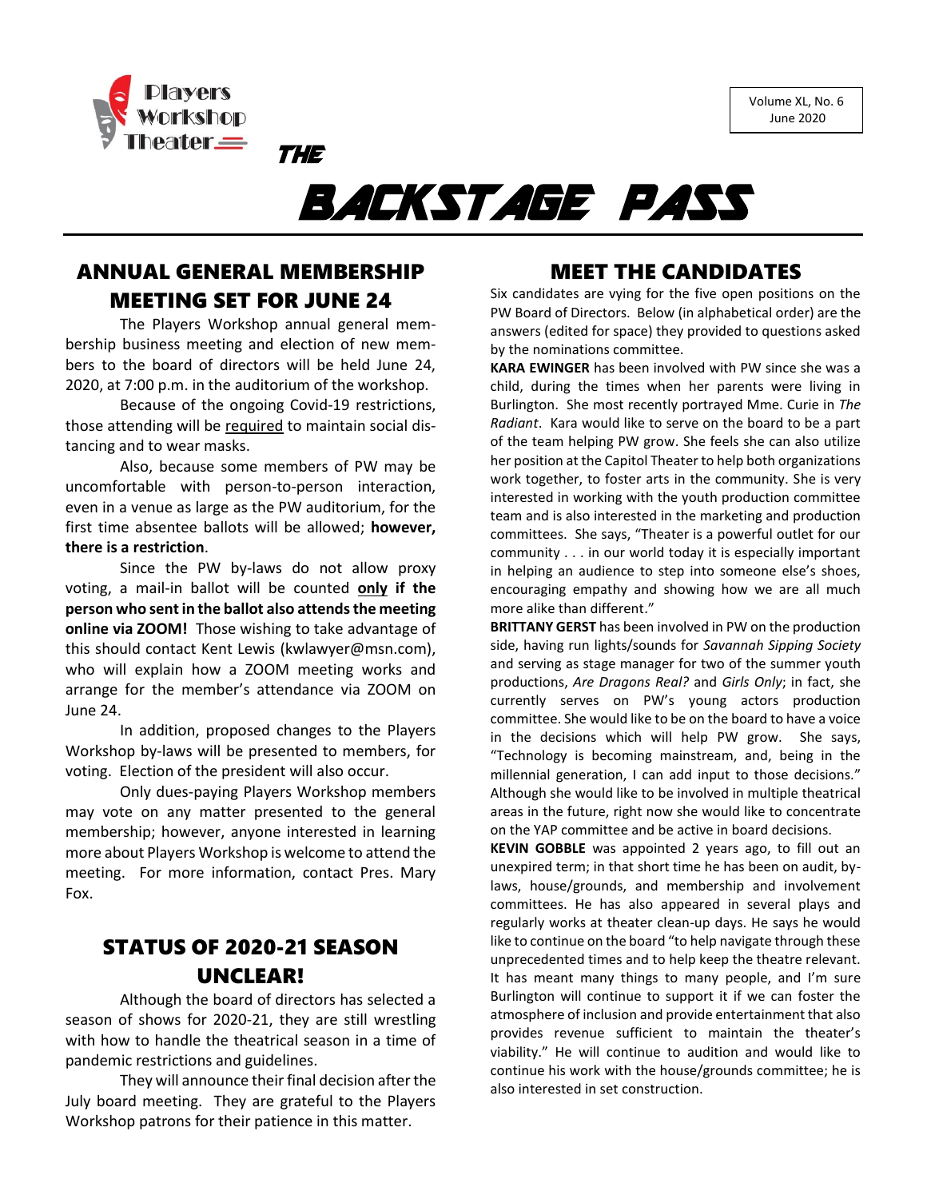Players Workshop Theater

Volume XL, No. 6
June 2020

# THE BACKSTAGE PASS

## ANNUAL GENERAL MEMBERSHIP MEETING SET FOR JUNE 24

The Players Workshop annual general membership business meeting and election of new members to the board of directors will be held June 24, 2020, at 7:00 p.m. in the auditorium of the workshop.

Because of the ongoing Covid-19 restrictions, those attending will be required to maintain social distancing and to wear masks.

Also, because some members of PW may be uncomfortable with person-to-person interaction, even in a venue as large as the PW auditorium, for the first time absentee ballots will be allowed; **however, there is a restriction**.

Since the PW by-laws do not allow proxy voting, a mail-in ballot will be counted **only if the person who sent in the ballot also attends the meeting online via ZOOM!** Those wishing to take advantage of this should contact Kent Lewis (kwlawyer@msn.com), who will explain how a ZOOM meeting works and arrange for the member's attendance via ZOOM on June 24.

In addition, proposed changes to the Players Workshop by-laws will be presented to members, for voting. Election of the president will also occur.

Only dues-paying Players Workshop members may vote on any matter presented to the general membership; however, anyone interested in learning more about Players Workshop is welcome to attend the meeting. For more information, contact Pres. Mary Fox.

## STATUS OF 2020-21 SEASON UNCLEAR!

Although the board of directors has selected a season of shows for 2020-21, they are still wrestling with how to handle the theatrical season in a time of pandemic restrictions and guidelines.

They will announce their final decision after the July board meeting. They are grateful to the Players Workshop patrons for their patience in this matter.

## MEET THE CANDIDATES

Six candidates are vying for the five open positions on the PW Board of Directors. Below (in alphabetical order) are the answers (edited for space) they provided to questions asked by the nominations committee.

**KARA EWINGER** has been involved with PW since she was a child, during the times when her parents were living in Burlington. She most recently portrayed Mme. Curie in *The Radiant*. Kara would like to serve on the board to be a part of the team helping PW grow. She feels she can also utilize her position at the Capitol Theater to help both organizations work together, to foster arts in the community. She is very interested in working with the youth production committee team and is also interested in the marketing and production committees. She says, "Theater is a powerful outlet for our community . . . in our world today it is especially important in helping an audience to step into someone else's shoes, encouraging empathy and showing how we are all much more alike than different."

**BRITTANY GERST** has been involved in PW on the production side, having run lights/sounds for *Savannah Sipping Society* and serving as stage manager for two of the summer youth productions, *Are Dragons Real?* and *Girls Only*; in fact, she currently serves on PW's young actors production committee. She would like to be on the board to have a voice in the decisions which will help PW grow. She says, "Technology is becoming mainstream, and, being in the millennial generation, I can add input to those decisions." Although she would like to be involved in multiple theatrical areas in the future, right now she would like to concentrate on the YAP committee and be active in board decisions.

**KEVIN GOBBLE** was appointed 2 years ago, to fill out an unexpired term; in that short time he has been on audit, by-laws, house/grounds, and membership and involvement committees. He has also appeared in several plays and regularly works at theater clean-up days. He says he would like to continue on the board "to help navigate through these unprecedented times and to help keep the theatre relevant. It has meant many things to many people, and I'm sure Burlington will continue to support it if we can foster the atmosphere of inclusion and provide entertainment that also provides revenue sufficient to maintain the theater's viability." He will continue to audition and would like to continue his work with the house/grounds committee; he is also interested in set construction.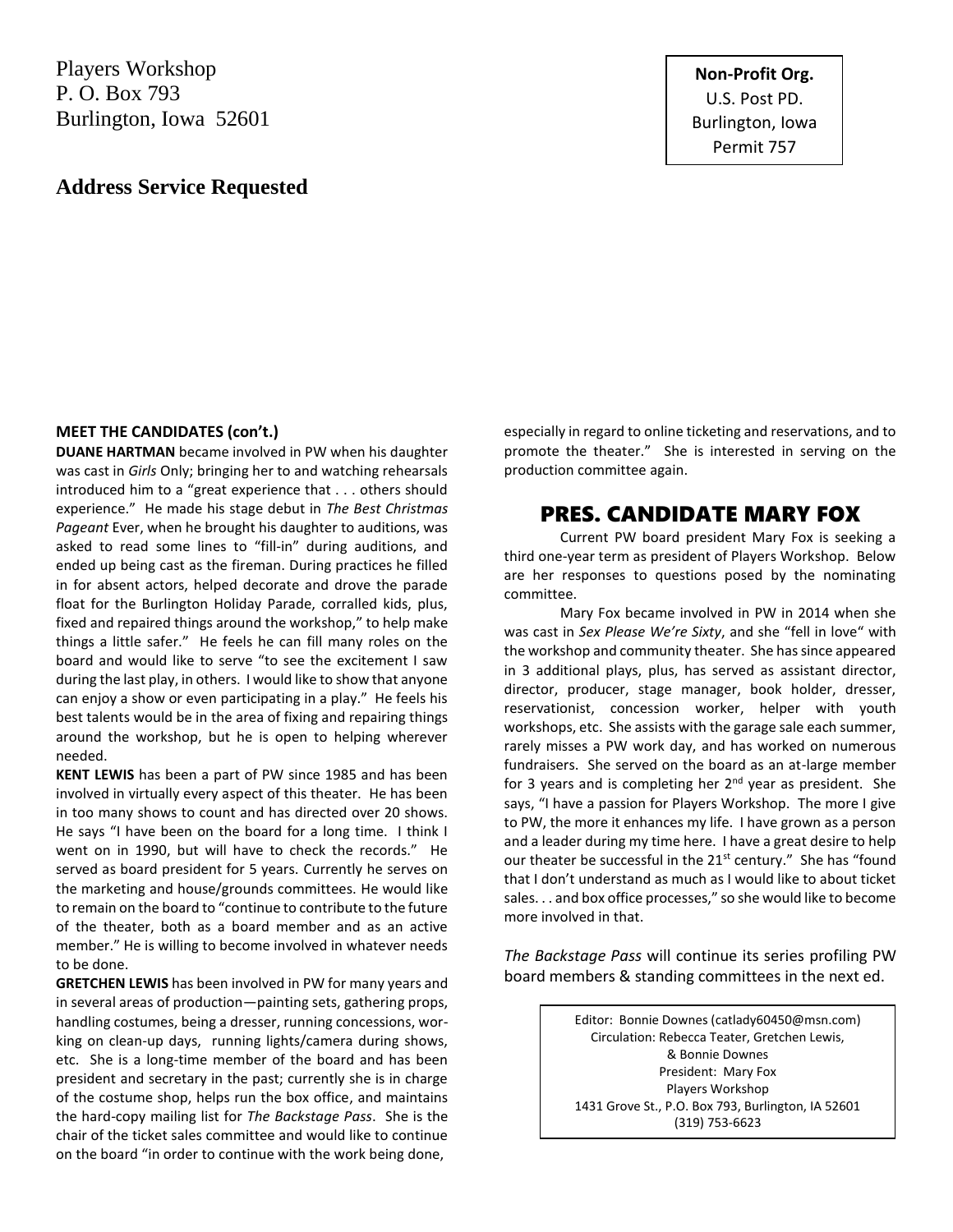Players Workshop
P. O. Box 793
Burlington, Iowa 52601

**Address Service Requested**

**Non-Profit Org.**
U.S. Post PD.
Burlington, Iowa
Permit 757

**MEET THE CANDIDATES (con't.)**

**DUANE HARTMAN** became involved in PW when his daughter was cast in *Girls* Only; bringing her to and watching rehearsals introduced him to a "great experience that . . . others should experience." He made his stage debut in *The Best Christmas Pageant* Ever, when he brought his daughter to auditions, was asked to read some lines to "fill-in" during auditions, and ended up being cast as the fireman. During practices he filled in for absent actors, helped decorate and drove the parade float for the Burlington Holiday Parade, corralled kids, plus, fixed and repaired things around the workshop," to help make things a little safer." He feels he can fill many roles on the board and would like to serve "to see the excitement I saw during the last play, in others. I would like to show that anyone can enjoy a show or even participating in a play." He feels his best talents would be in the area of fixing and repairing things around the workshop, but he is open to helping wherever needed.

**KENT LEWIS** has been a part of PW since 1985 and has been involved in virtually every aspect of this theater. He has been in too many shows to count and has directed over 20 shows. He says "I have been on the board for a long time. I think I went on in 1990, but will have to check the records." He served as board president for 5 years. Currently he serves on the marketing and house/grounds committees. He would like to remain on the board to "continue to contribute to the future of the theater, both as a board member and as an active member." He is willing to become involved in whatever needs to be done.

**GRETCHEN LEWIS** has been involved in PW for many years and in several areas of production—painting sets, gathering props, handling costumes, being a dresser, running concessions, working on clean-up days, running lights/camera during shows, etc. She is a long-time member of the board and has been president and secretary in the past; currently she is in charge of the costume shop, helps run the box office, and maintains the hard-copy mailing list for *The Backstage Pass*. She is the chair of the ticket sales committee and would like to continue on the board "in order to continue with the work being done, especially in regard to online ticketing and reservations, and to promote the theater." She is interested in serving on the production committee again.

## PRES. CANDIDATE MARY FOX

Current PW board president Mary Fox is seeking a third one-year term as president of Players Workshop. Below are her responses to questions posed by the nominating committee.

Mary Fox became involved in PW in 2014 when she was cast in *Sex Please We're Sixty*, and she "fell in love" with the workshop and community theater. She has since appeared in 3 additional plays, plus, has served as assistant director, director, producer, stage manager, book holder, dresser, reservationist, concession worker, helper with youth workshops, etc. She assists with the garage sale each summer, rarely misses a PW work day, and has worked on numerous fundraisers. She served on the board as an at-large member for 3 years and is completing her 2nd year as president. She says, "I have a passion for Players Workshop. The more I give to PW, the more it enhances my life. I have grown as a person and a leader during my time here. I have a great desire to help our theater be successful in the 21st century." She has "found that I don't understand as much as I would like to about ticket sales. . . and box office processes," so she would like to become more involved in that.

*The Backstage Pass* will continue its series profiling PW board members & standing committees in the next ed.

Editor: Bonnie Downes (catlady60450@msn.com)
Circulation: Rebecca Teater, Gretchen Lewis, & Bonnie Downes
President: Mary Fox
Players Workshop
1431 Grove St., P.O. Box 793, Burlington, IA 52601
(319) 753-6623